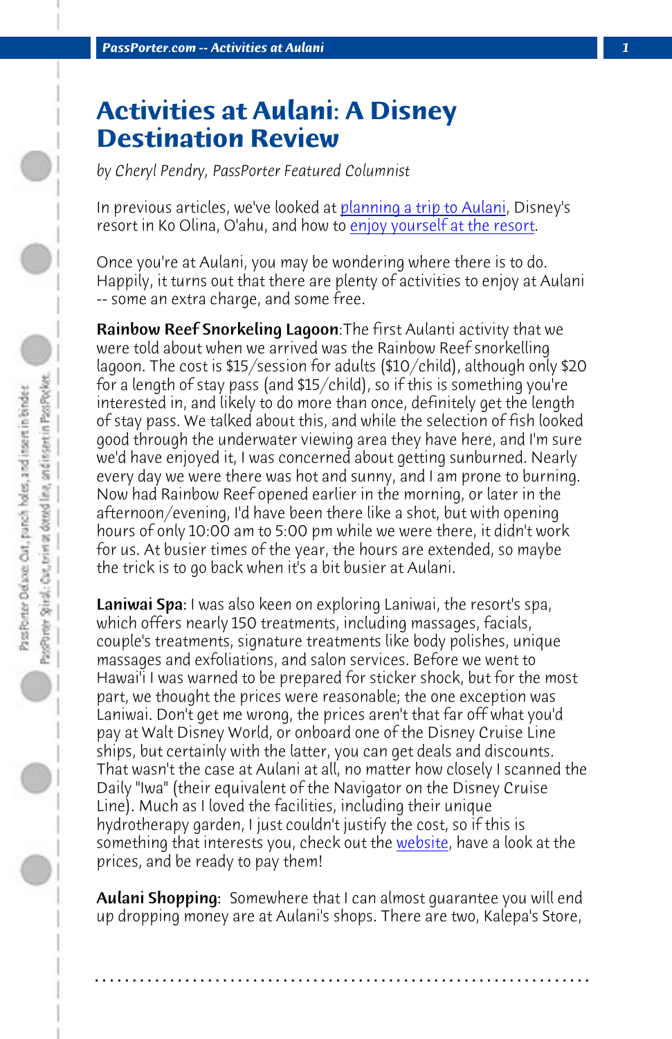# Activities at Aulani: A Disney Destination Review

*by Cheryl Pendry, PassPorter Featured Columnist*

In previous articles, we've looked at planning a trip to Aulani, Disney's resort in Ko Olina, O'ahu, and how to enjoy yourself at the resort.

Once you're at Aulani, you may be wondering where there is to do. Happily, it turns out that there are plenty of activities to enjoy at Aulani -- some an extra charge, and some free.

**Rainbow Reef Snorkeling Lagoon**:The first Aulanti activity that we were told about when we arrived was the Rainbow Reef snorkelling lagoon. The cost is $15/session for adults ($10/child), although only $20 for a length of stay pass (and $15/child), so if this is something you're interested in, and likely to do more than once, definitely get the length of stay pass. We talked about this, and while the selection of fish looked good through the underwater viewing area they have here, and I'm sure we'd have enjoyed it, I was concerned about getting sunburned. Nearly every day we were there was hot and sunny, and I am prone to burning. Now had Rainbow Reef opened earlier in the morning, or later in the afternoon/evening, I'd have been there like a shot, but with opening hours of only 10:00 am to 5:00 pm while we were there, it didn't work for us. At busier times of the year, the hours are extended, so maybe the trick is to go back when it's a bit busier at Aulani.

**Laniwai Spa**: I was also keen on exploring Laniwai, the resort's spa, which offers nearly 150 treatments, including massages, facials, couple's treatments, signature treatments like body polishes, unique massages and exfoliations, and salon services. Before we went to Hawai'i I was warned to be prepared for sticker shock, but for the most part, we thought the prices were reasonable; the one exception was Laniwai. Don't get me wrong, the prices aren't that far off what you'd pay at Walt Disney World, or onboard one of the Disney Cruise Line ships, but certainly with the latter, you can get deals and discounts. That wasn't the case at Aulani at all, no matter how closely I scanned the Daily "Iwa" (their equivalent of the Navigator on the Disney Cruise Line). Much as I loved the facilities, including their unique hydrotherapy garden, I just couldn't justify the cost, so if this is something that interests you, check out the website, have a look at the prices, and be ready to pay them!

**Aulani Shopping**: Somewhere that I can almost guarantee you will end up dropping money are at Aulani's shops. There are two, Kalepa's Store,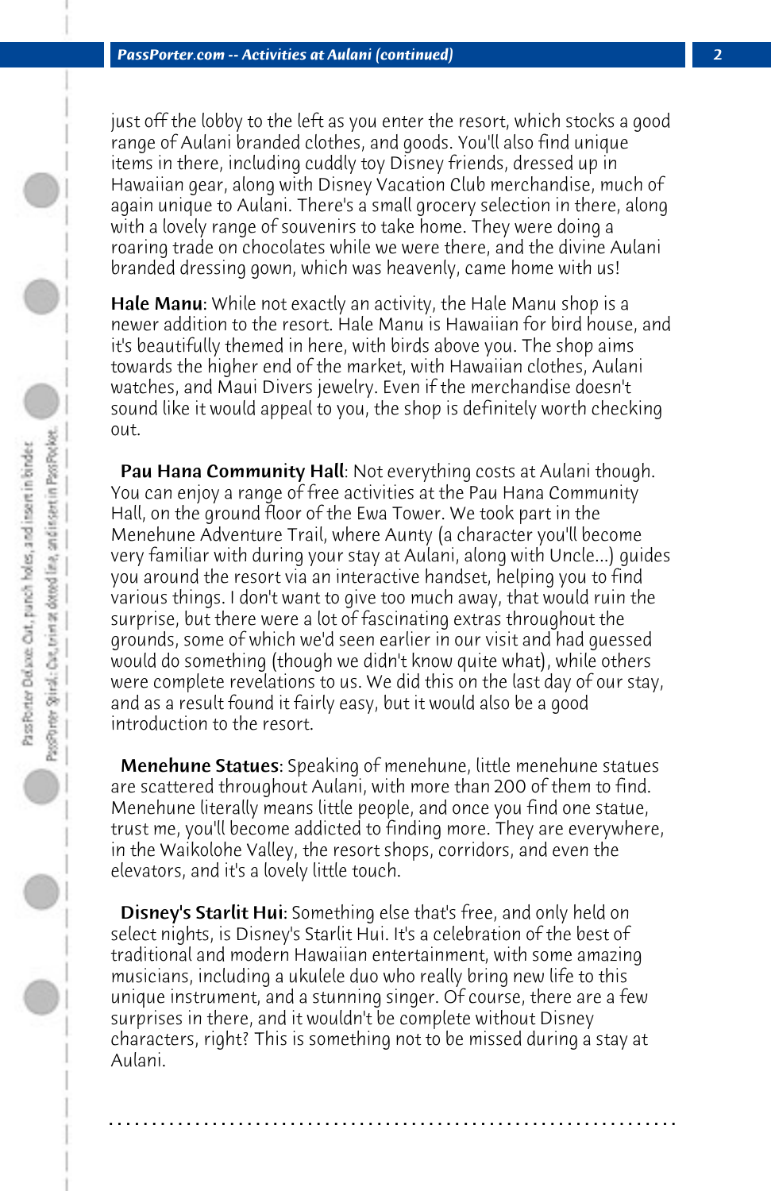just off the lobby to the left as you enter the resort, which stocks a good range of Aulani branded clothes, and goods. You'll also find unique items in there, including cuddly toy Disney friends, dressed up in Hawaiian gear, along with Disney Vacation Club merchandise, much of again unique to Aulani. There's a small grocery selection in there, along with a lovely range of souvenirs to take home. They were doing a roaring trade on chocolates while we were there, and the divine Aulani branded dressing gown, which was heavenly, came home with us!

**Hale Manu**: While not exactly an activity, the Hale Manu shop is a newer addition to the resort. Hale Manu is Hawaiian for bird house, and it's beautifully themed in here, with birds above you. The shop aims towards the higher end of the market, with Hawaiian clothes, Aulani watches, and Maui Divers jewelry. Even if the merchandise doesn't sound like it would appeal to you, the shop is definitely worth checking out.

**Pau Hana Community Hall**: Not everything costs at Aulani though. You can enjoy a range of free activities at the Pau Hana Community Hall, on the ground floor of the Ewa Tower. We took part in the Menehune Adventure Trail, where Aunty (a character you'll become very familiar with during your stay at Aulani, along with Uncle...) guides you around the resort via an interactive handset, helping you to find various things. I don't want to give too much away, that would ruin the surprise, but there were a lot of fascinating extras throughout the grounds, some of which we'd seen earlier in our visit and had guessed would do something (though we didn't know quite what), while others were complete revelations to us. We did this on the last day of our stay, and as a result found it fairly easy, but it would also be a good introduction to the resort.

**Menehune Statues**: Speaking of menehune, little menehune statues are scattered throughout Aulani, with more than 200 of them to find. Menehune literally means little people, and once you find one statue, trust me, you'll become addicted to finding more. They are everywhere, in the Waikolohe Valley, the resort shops, corridors, and even the elevators, and it's a lovely little touch.

**Disney's Starlit Hui**: Something else that's free, and only held on select nights, is Disney's Starlit Hui. It's a celebration of the best of traditional and modern Hawaiian entertainment, with some amazing musicians, including a ukulele duo who really bring new life to this unique instrument, and a stunning singer. Of course, there are a few surprises in there, and it wouldn't be complete without Disney characters, right? This is something not to be missed during a stay at Aulani.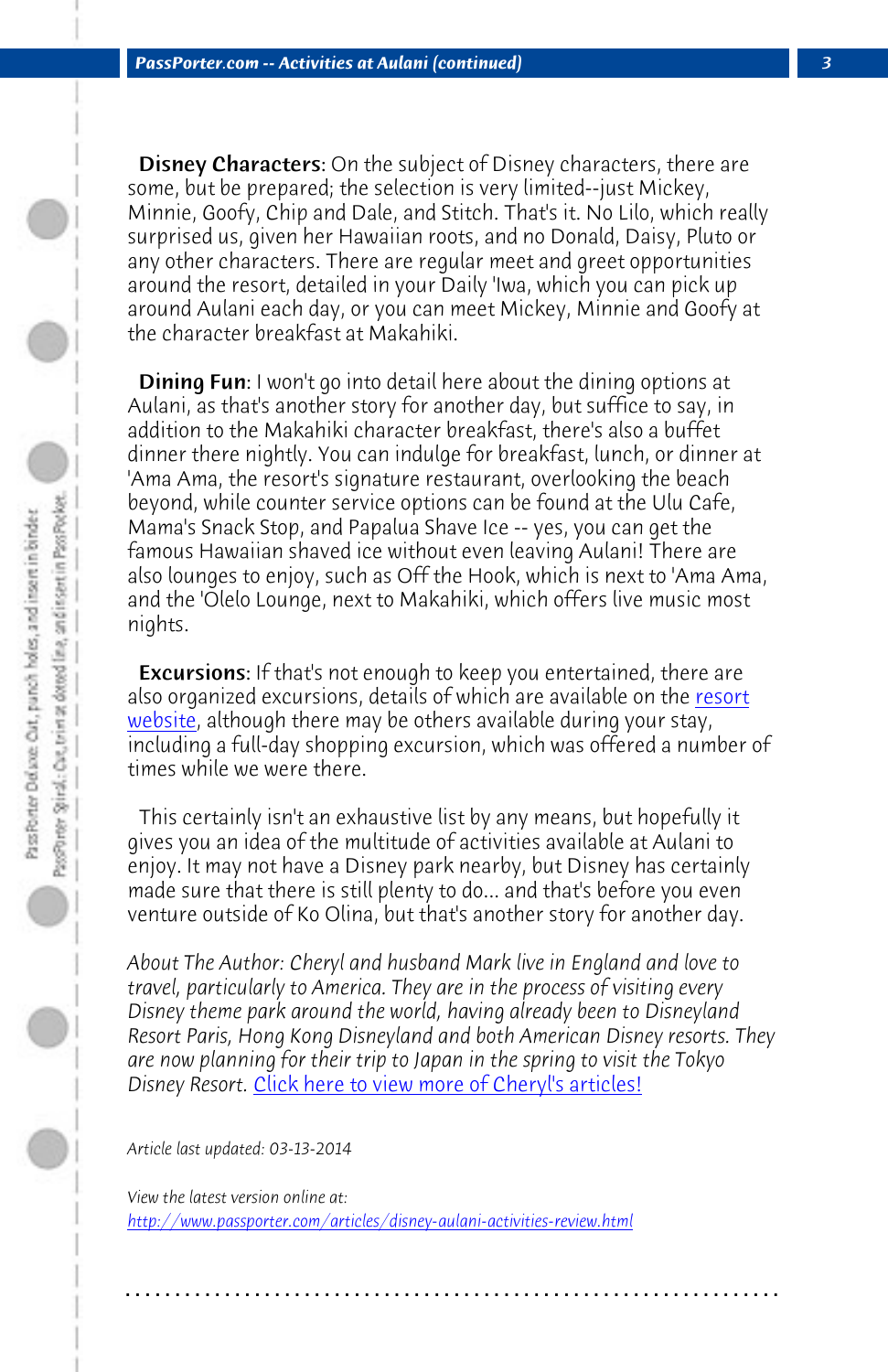**Disney Characters**: On the subject of Disney characters, there are some, but be prepared; the selection is very limited--just Mickey, Minnie, Goofy, Chip and Dale, and Stitch. That's it. No Lilo, which really surprised us, given her Hawaiian roots, and no Donald, Daisy, Pluto or any other characters. There are regular meet and greet opportunities around the resort, detailed in your Daily 'Iwa, which you can pick up around Aulani each day, or you can meet Mickey, Minnie and Goofy at the character breakfast at Makahiki.

**Dining Fun**: I won't go into detail here about the dining options at Aulani, as that's another story for another day, but suffice to say, in addition to the Makahiki character breakfast, there's also a buffet dinner there nightly. You can indulge for breakfast, lunch, or dinner at 'Ama Ama, the resort's signature restaurant, overlooking the beach beyond, while counter service options can be found at the Ulu Cafe, Mama's Snack Stop, and Papalua Shave Ice -- yes, you can get the famous Hawaiian shaved ice without even leaving Aulani! There are also lounges to enjoy, such as Off the Hook, which is next to 'Ama Ama, and the 'Olelo Lounge, next to Makahiki, which offers live music most nights.

**Excursions**: If that's not enough to keep you entertained, there are also organized excursions, details of which are available on the [resort website](), although there may be others available during your stay, including a full-day shopping excursion, which was offered a number of times while we were there.

This certainly isn't an exhaustive list by any means, but hopefully it gives you an idea of the multitude of activities available at Aulani to enjoy. It may not have a Disney park nearby, but Disney has certainly made sure that there is still plenty to do... and that's before you even venture outside of Ko Olina, but that's another story for another day.

*About The Author: Cheryl and husband Mark live in England and love to travel, particularly to America. They are in the process of visiting every Disney theme park around the world, having already been to Disneyland Resort Paris, Hong Kong Disneyland and both American Disney resorts. They are now planning for their trip to Japan in the spring to visit the Tokyo Disney Resort.* [Click here to view more of Cheryl's articles!]()

*Article last updated: 03-13-2014*

*View the latest version online at:*
[http://www.passporter.com/articles/disney-aulani-activities-review.html](http://www.passporter.com/articles/disney-aulani-activities-review.html)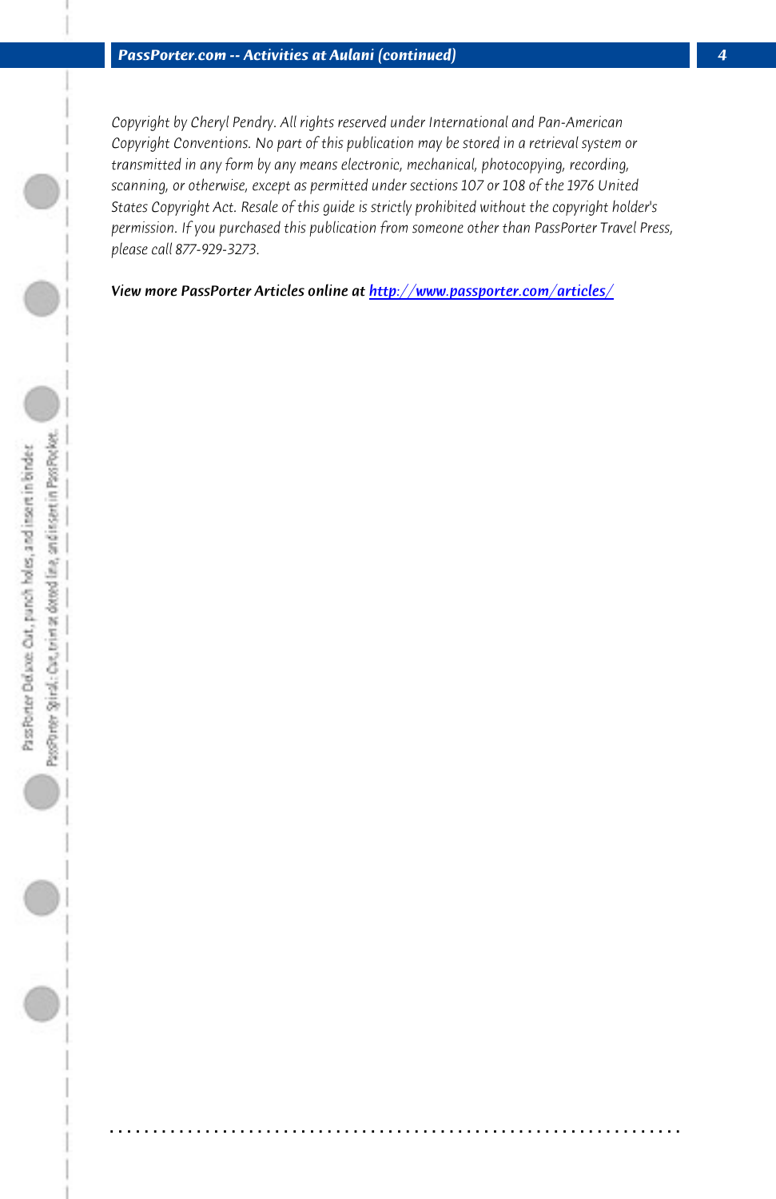*Copyright by Cheryl Pendry. All rights reserved under International and Pan-American Copyright Conventions. No part of this publication may be stored in a retrieval system or transmitted in any form by any means electronic, mechanical, photocopying, recording, scanning, or otherwise, except as permitted under sections 107 or 108 of the 1976 United States Copyright Act. Resale of this guide is strictly prohibited without the copyright holder's permission. If you purchased this publication from someone other than PassPorter Travel Press, please call 877-929-3273.*

***View more PassPorter Articles online at [http://www.passporter.com/articles/](http://www.passporter.com/articles/)***